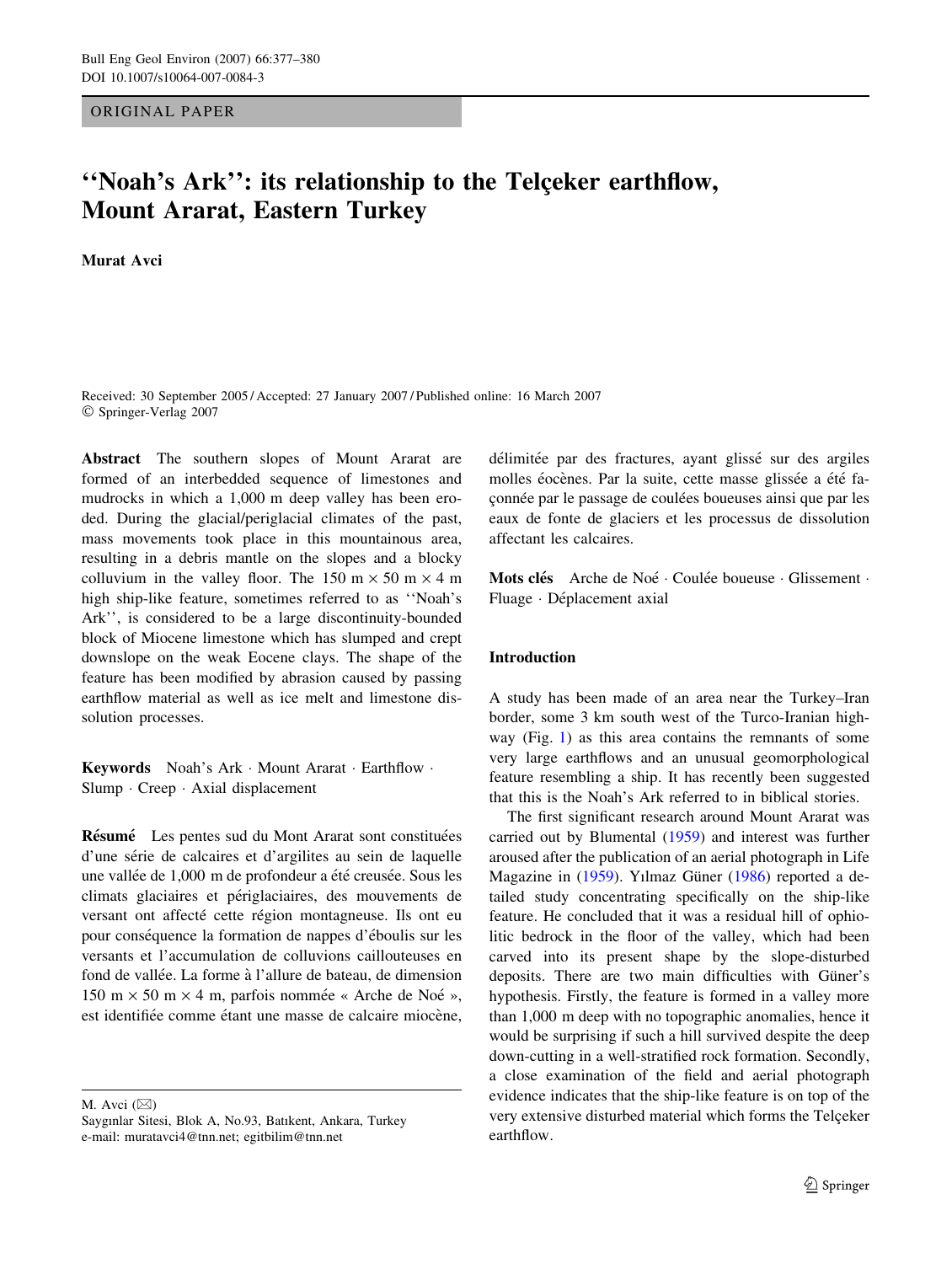ORIGINAL PAPER

# ''Noah's Ark'': its relationship to the Telçeker earthflow, Mount Ararat, Eastern Turkey

**Murat Avci**

Received: 30 September 2005 / Accepted: 27 January 2007 / Published online: 16 March 2007
© Springer-Verlag 2007

**Abstract** The southern slopes of Mount Ararat are formed of an interbedded sequence of limestones and mudrocks in which a 1,000 m deep valley has been eroded. During the glacial/periglacial climates of the past, mass movements took place in this mountainous area, resulting in a debris mantle on the slopes and a blocky colluvium in the valley floor. The 150 m × 50 m × 4 m high ship-like feature, sometimes referred to as ''Noah's Ark'', is considered to be a large discontinuity-bounded block of Miocene limestone which has slumped and crept downslope on the weak Eocene clays. The shape of the feature has been modified by abrasion caused by passing earthflow material as well as ice melt and limestone dissolution processes.

**Keywords** Noah's Ark · Mount Ararat · Earthflow · Slump · Creep · Axial displacement

**Résumé** Les pentes sud du Mont Ararat sont constituées d'une série de calcaires et d'argilites au sein de laquelle une vallée de 1,000 m de profondeur a été creusée. Sous les climats glaciaires et périglaciaires, des mouvements de versant ont affecté cette région montagneuse. Ils ont eu pour conséquence la formation de nappes d'éboulis sur les versants et l'accumulation de colluvions caillouteuses en fond de vallée. La forme à l'allure de bateau, de dimension 150 m × 50 m × 4 m, parfois nommée « Arche de Noé », est identifiée comme étant une masse de calcaire miocène, délimitée par des fractures, ayant glissé sur des argiles molles éocènes. Par la suite, cette masse glissée a été façonnée par le passage de coulées boueuses ainsi que par les eaux de fonte de glaciers et les processus de dissolution affectant les calcaires.

**Mots clés** Arche de Noé · Coulée boueuse · Glissement · Fluage · Déplacement axial

M. Avci (✉)
Saygınlar Sitesi, Blok A, No.93, Batıkent, Ankara, Turkey
e-mail: muratavci4@tnn.net; egitbilim@tnn.net

## Introduction

A study has been made of an area near the Turkey–Iran border, some 3 km south west of the Turco-Iranian highway (Fig. 1) as this area contains the remnants of some very large earthflows and an unusual geomorphological feature resembling a ship. It has recently been suggested that this is the Noah's Ark referred to in biblical stories.

The first significant research around Mount Ararat was carried out by Blumental (1959) and interest was further aroused after the publication of an aerial photograph in Life Magazine in (1959). Yılmaz Güner (1986) reported a detailed study concentrating specifically on the ship-like feature. He concluded that it was a residual hill of ophiolitic bedrock in the floor of the valley, which had been carved into its present shape by the slope-disturbed deposits. There are two main difficulties with Güner's hypothesis. Firstly, the feature is formed in a valley more than 1,000 m deep with no topographic anomalies, hence it would be surprising if such a hill survived despite the deep down-cutting in a well-stratified rock formation. Secondly, a close examination of the field and aerial photograph evidence indicates that the ship-like feature is on top of the very extensive disturbed material which forms the Telçeker earthflow.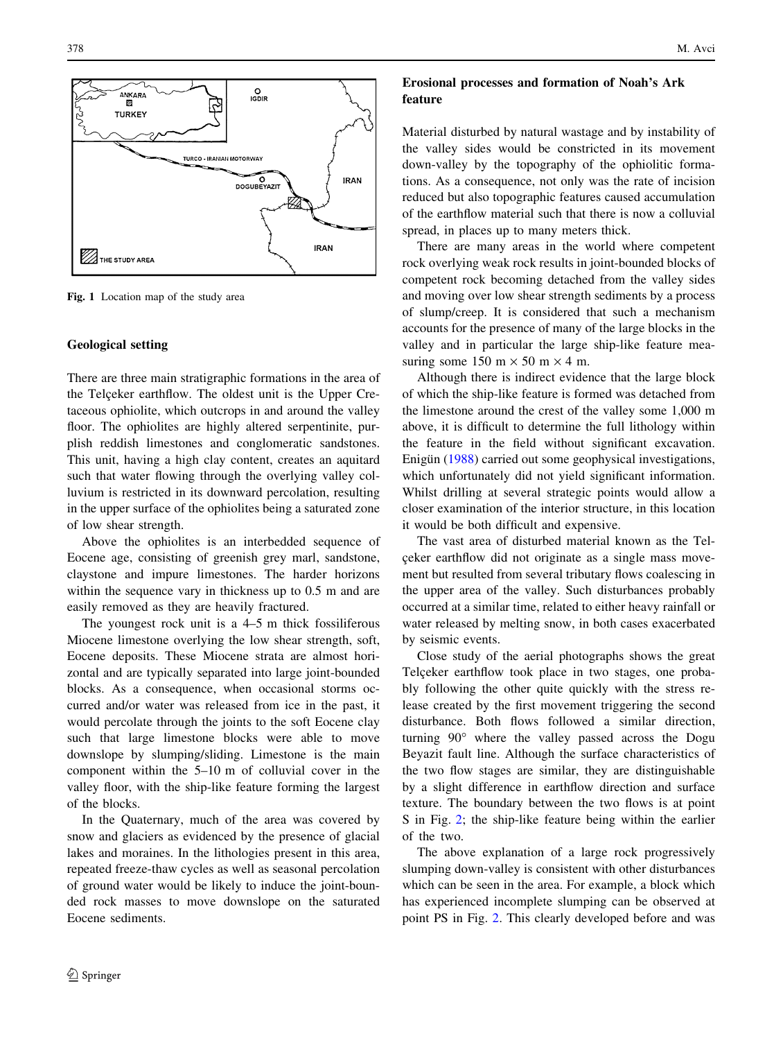ANKARA

TURKEY

IGDIR

TURCO - IRANIAN MOTORWAY

DOGUBEYAZIT

IRAN

IRAN

THE STUDY AREA

Fig. 1 Location map of the study area

## Geological setting

There are three main stratigraphic formations in the area of the Telçeker earthflow. The oldest unit is the Upper Cretaceous ophiolite, which outcrops in and around the valley floor. The ophiolites are highly altered serpentinite, purplish reddish limestones and conglomeratic sandstones. This unit, having a high clay content, creates an aquitard such that water flowing through the overlying valley colluvium is restricted in its downward percolation, resulting in the upper surface of the ophiolites being a saturated zone of low shear strength.

Above the ophiolites is an interbedded sequence of Eocene age, consisting of greenish grey marl, sandstone, claystone and impure limestones. The harder horizons within the sequence vary in thickness up to 0.5 m and are easily removed as they are heavily fractured.

The youngest rock unit is a 4–5 m thick fossiliferous Miocene limestone overlying the low shear strength, soft, Eocene deposits. These Miocene strata are almost horizontal and are typically separated into large joint-bounded blocks. As a consequence, when occasional storms occurred and/or water was released from ice in the past, it would percolate through the joints to the soft Eocene clay such that large limestone blocks were able to move downslope by slumping/sliding. Limestone is the main component within the 5–10 m of colluvial cover in the valley floor, with the ship-like feature forming the largest of the blocks.

In the Quaternary, much of the area was covered by snow and glaciers as evidenced by the presence of glacial lakes and moraines. In the lithologies present in this area, repeated freeze-thaw cycles as well as seasonal percolation of ground water would be likely to induce the joint-bounded rock masses to move downslope on the saturated Eocene sediments.

## Erosional processes and formation of Noah's Ark feature

Material disturbed by natural wastage and by instability of the valley sides would be constricted in its movement down-valley by the topography of the ophiolitic formations. As a consequence, not only was the rate of incision reduced but also topographic features caused accumulation of the earthflow material such that there is now a colluvial spread, in places up to many meters thick.

There are many areas in the world where competent rock overlying weak rock results in joint-bounded blocks of competent rock becoming detached from the valley sides and moving over low shear strength sediments by a process of slump/creep. It is considered that such a mechanism accounts for the presence of many of the large blocks in the valley and in particular the large ship-like feature measuring some 150 m × 50 m × 4 m.

Although there is indirect evidence that the large block of which the ship-like feature is formed was detached from the limestone around the crest of the valley some 1,000 m above, it is difficult to determine the full lithology within the feature in the field without significant excavation. Enigün (1988) carried out some geophysical investigations, which unfortunately did not yield significant information. Whilst drilling at several strategic points would allow a closer examination of the interior structure, in this location it would be both difficult and expensive.

The vast area of disturbed material known as the Telçeker earthflow did not originate as a single mass movement but resulted from several tributary flows coalescing in the upper area of the valley. Such disturbances probably occurred at a similar time, related to either heavy rainfall or water released by melting snow, in both cases exacerbated by seismic events.

Close study of the aerial photographs shows the great Telçeker earthflow took place in two stages, one probably following the other quite quickly with the stress release created by the first movement triggering the second disturbance. Both flows followed a similar direction, turning 90° where the valley passed across the Dogu Beyazit fault line. Although the surface characteristics of the two flow stages are similar, they are distinguishable by a slight difference in earthflow direction and surface texture. The boundary between the two flows is at point S in Fig. 2; the ship-like feature being within the earlier of the two.

The above explanation of a large rock progressively slumping down-valley is consistent with other disturbances which can be seen in the area. For example, a block which has experienced incomplete slumping can be observed at point PS in Fig. 2. This clearly developed before and was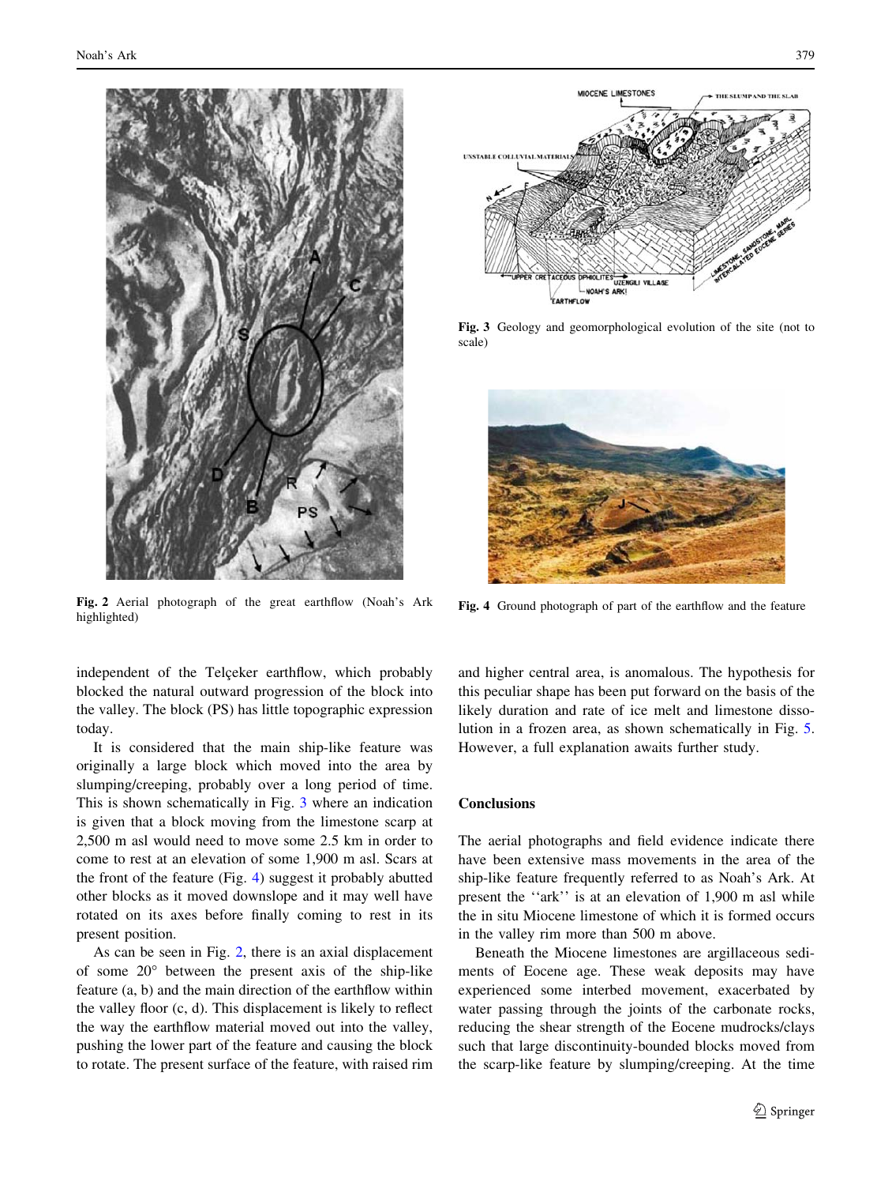Fig. 2 Aerial photograph of the great earthflow (Noah's Ark highlighted)

Fig. 3 Geology and geomorphological evolution of the site (not to scale)

Fig. 4 Ground photograph of part of the earthflow and the feature

independent of the Telçeker earthflow, which probably blocked the natural outward progression of the block into the valley. The block (PS) has little topographic expression today.

It is considered that the main ship-like feature was originally a large block which moved into the area by slumping/creeping, probably over a long period of time. This is shown schematically in Fig. 3 where an indication is given that a block moving from the limestone scarp at 2,500 m asl would need to move some 2.5 km in order to come to rest at an elevation of some 1,900 m asl. Scars at the front of the feature (Fig. 4) suggest it probably abutted other blocks as it moved downslope and it may well have rotated on its axes before finally coming to rest in its present position.

As can be seen in Fig. 2, there is an axial displacement of some 20° between the present axis of the ship-like feature (a, b) and the main direction of the earthflow within the valley floor (c, d). This displacement is likely to reflect the way the earthflow material moved out into the valley, pushing the lower part of the feature and causing the block to rotate. The present surface of the feature, with raised rim and higher central area, is anomalous. The hypothesis for this peculiar shape has been put forward on the basis of the likely duration and rate of ice melt and limestone dissolution in a frozen area, as shown schematically in Fig. 5. However, a full explanation awaits further study.

## Conclusions

The aerial photographs and field evidence indicate there have been extensive mass movements in the area of the ship-like feature frequently referred to as Noah's Ark. At present the ''ark'' is at an elevation of 1,900 m asl while the in situ Miocene limestone of which it is formed occurs in the valley rim more than 500 m above.

Beneath the Miocene limestones are argillaceous sediments of Eocene age. These weak deposits may have experienced some interbed movement, exacerbated by water passing through the joints of the carbonate rocks, reducing the shear strength of the Eocene mudrocks/clays such that large discontinuity-bounded blocks moved from the scarp-like feature by slumping/creeping. At the time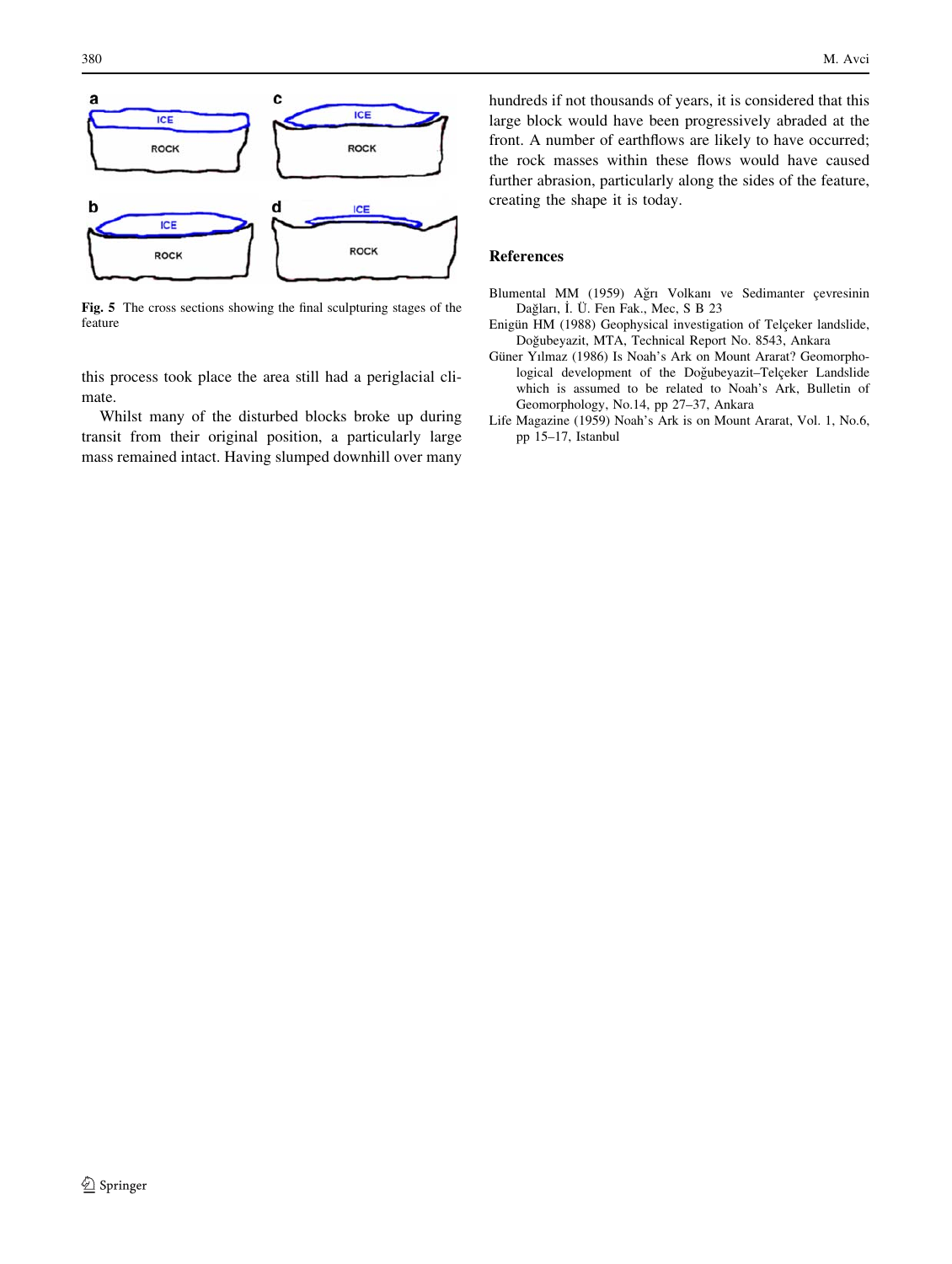a

ICE

ROCK

b

ICE

ROCK

c

ICE

ROCK

d

ICE

ROCK

**Fig. 5** The cross sections showing the final sculpturing stages of the feature

this process took place the area still had a periglacial climate.

Whilst many of the disturbed blocks broke up during transit from their original position, a particularly large mass remained intact. Having slumped downhill over many hundreds if not thousands of years, it is considered that this large block would have been progressively abraded at the front. A number of earthflows are likely to have occurred; the rock masses within these flows would have caused further abrasion, particularly along the sides of the feature, creating the shape it is today.

## References

Blumental MM (1959) Ağrı Volkanı ve Sedimanter çevresinin Dağları, İ. Ü. Fen Fak., Mec, S B 23

Enigün HM (1988) Geophysical investigation of Telçeker landslide, Doğubeyazit, MTA, Technical Report No. 8543, Ankara

Güner Yılmaz (1986) Is Noah's Ark on Mount Ararat? Geomorphological development of the Doğubeyazit–Telçeker Landslide which is assumed to be related to Noah's Ark, Bulletin of Geomorphology, No.14, pp 27–37, Ankara

Life Magazine (1959) Noah's Ark is on Mount Ararat, Vol. 1, No.6, pp 15–17, Istanbul